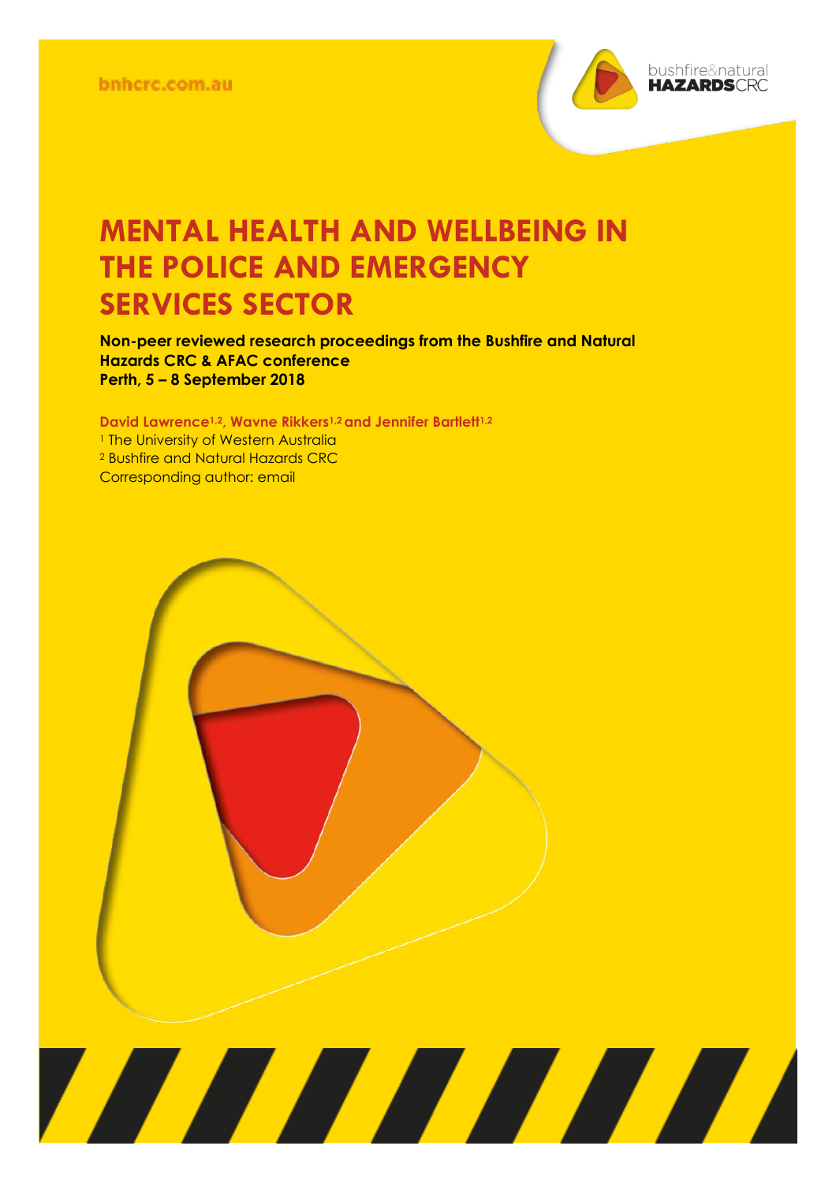bnhcrc.com.au

bushfire&natural **HAZARDS**CRC

# MENTAL HEALTH AND WELLBEING IN THE POLICE AND EMERGENCY SERVICES SECTOR

**Non-peer reviewed research proceedings from the Bushfire and Natural Hazards CRC & AFAC conference**
**Perth, 5 – 8 September 2018**

**David Lawrence[1,2], Wavne Rikkers[1,2] and Jennifer Bartlett[1,2]**

[1] The University of Western Australia
[2] Bushfire and Natural Hazards CRC
Corresponding author: email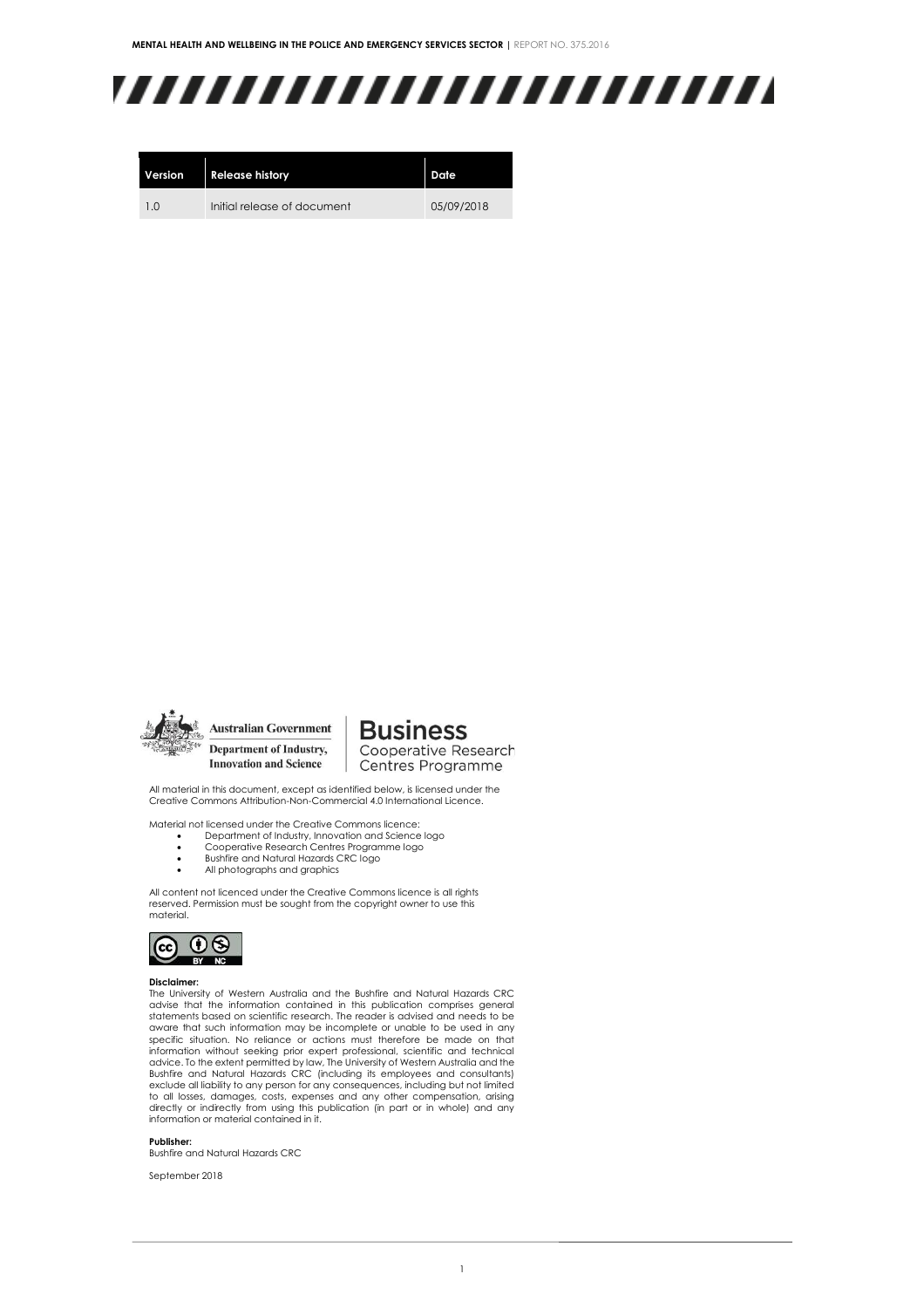| Version | Release history | Date |
| --- | --- | --- |
| 1.0 | Initial release of document | 05/09/2018 |

Australian Government
Department of Industry, Innovation and Science

Business Cooperative Research Centres Programme

All material in this document, except as identified below, is licensed under the Creative Commons Attribution-Non-Commercial 4.0 International Licence.

Material not licensed under the Creative Commons licence:

- Department of Industry, Innovation and Science logo
- Cooperative Research Centres Programme logo
- Bushfire and Natural Hazards CRC logo
- All photographs and graphics

All content not licenced under the Creative Commons licence is all rights reserved. Permission must be sought from the copyright owner to use this material.

**Disclaimer:**
The University of Western Australia and the Bushfire and Natural Hazards CRC advise that the information contained in this publication comprises general statements based on scientific research. The reader is advised and needs to be aware that such information may be incomplete or unable to be used in any specific situation. No reliance or actions must therefore be made on that information without seeking prior expert professional, scientific and technical advice. To the extent permitted by law, The University of Western Australia and the Bushfire and Natural Hazards CRC (including its employees and consultants) exclude all liability to any person for any consequences, including but not limited to all losses, damages, costs, expenses and any other compensation, arising directly or indirectly from using this publication (in part or in whole) and any information or material contained in it.

**Publisher:**
Bushfire and Natural Hazards CRC

September 2018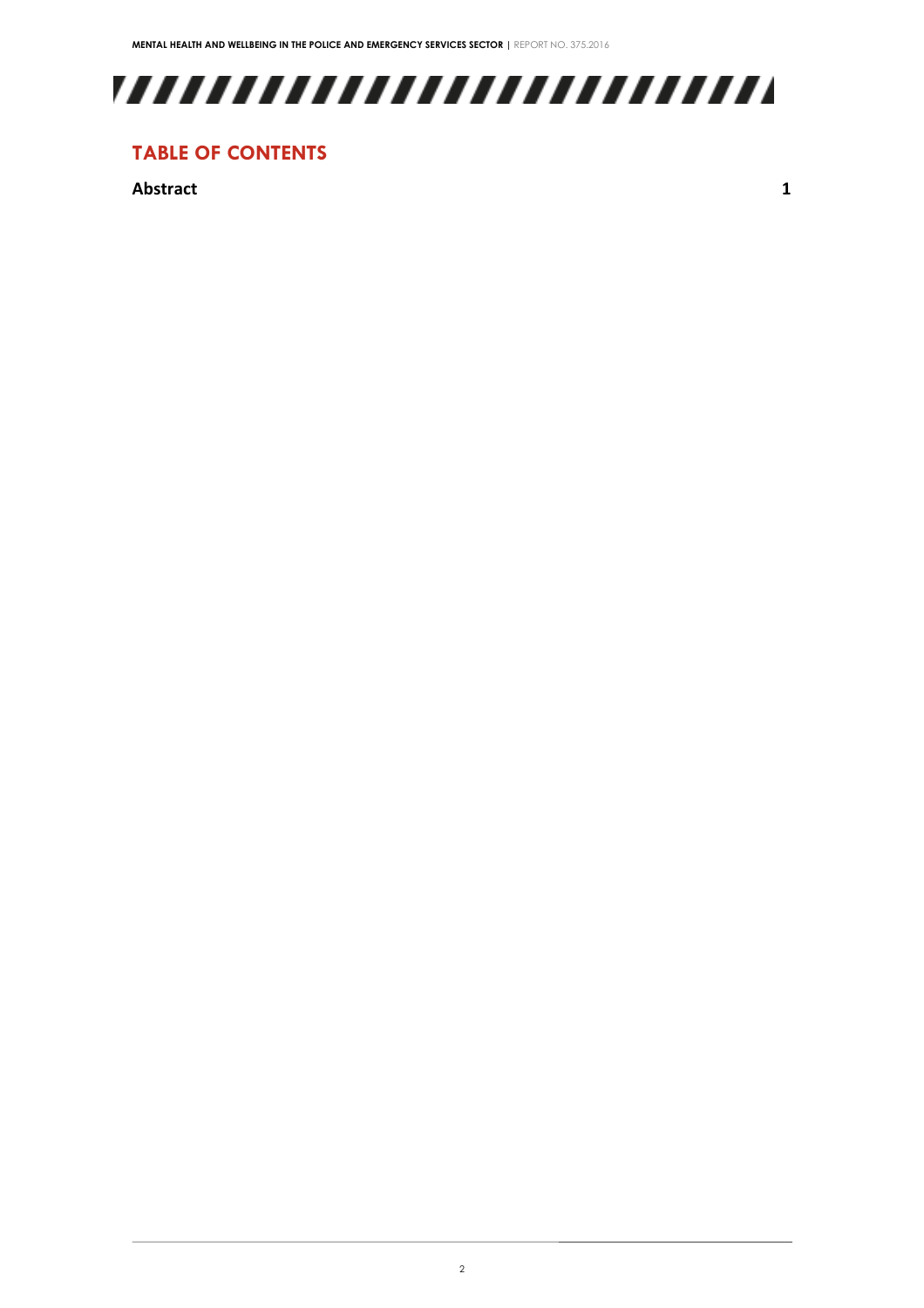## TABLE OF CONTENTS

| | |
|---|---|
| **Abstract** | **1** |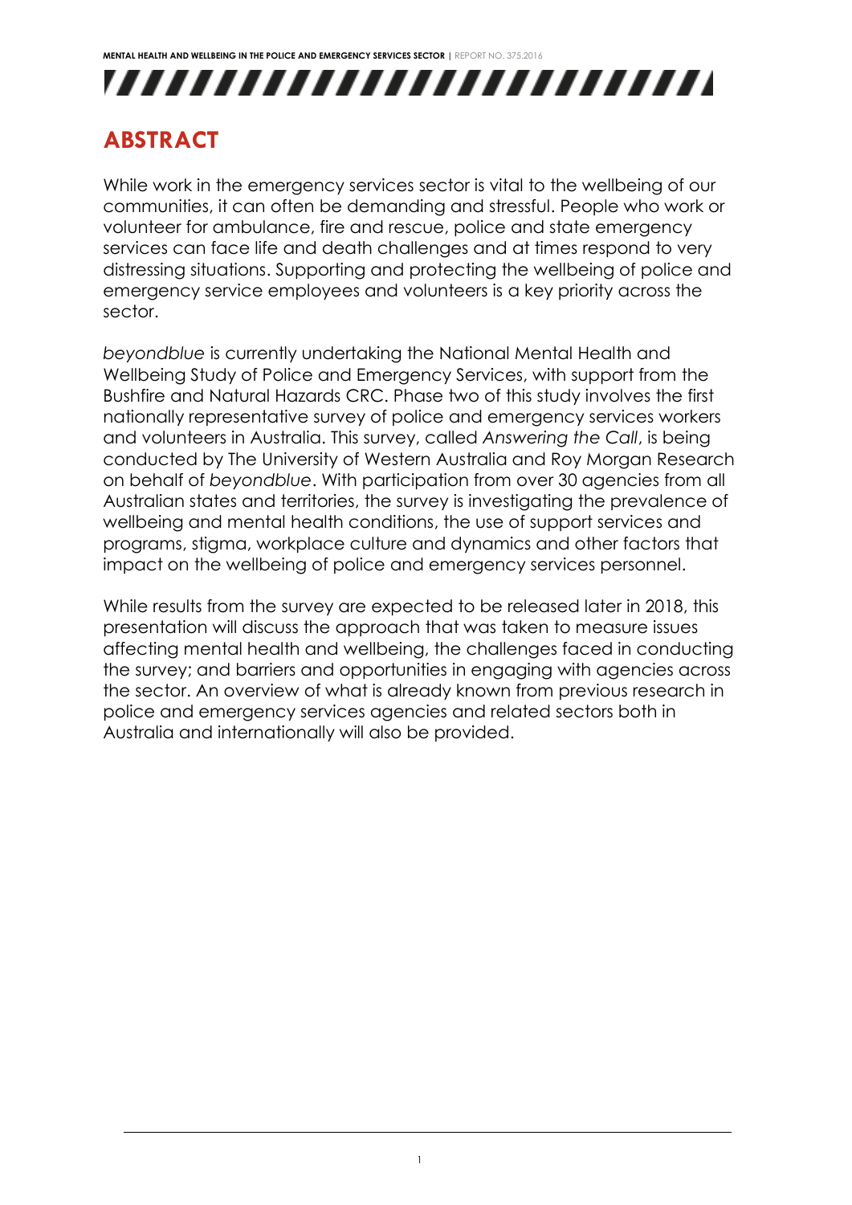# ABSTRACT

While work in the emergency services sector is vital to the wellbeing of our communities, it can often be demanding and stressful. People who work or volunteer for ambulance, fire and rescue, police and state emergency services can face life and death challenges and at times respond to very distressing situations. Supporting and protecting the wellbeing of police and emergency service employees and volunteers is a key priority across the sector.

*beyondblue* is currently undertaking the National Mental Health and Wellbeing Study of Police and Emergency Services, with support from the Bushfire and Natural Hazards CRC. Phase two of this study involves the first nationally representative survey of police and emergency services workers and volunteers in Australia. This survey, called *Answering the Call*, is being conducted by The University of Western Australia and Roy Morgan Research on behalf of *beyondblue*. With participation from over 30 agencies from all Australian states and territories, the survey is investigating the prevalence of wellbeing and mental health conditions, the use of support services and programs, stigma, workplace culture and dynamics and other factors that impact on the wellbeing of police and emergency services personnel.

While results from the survey are expected to be released later in 2018, this presentation will discuss the approach that was taken to measure issues affecting mental health and wellbeing, the challenges faced in conducting the survey; and barriers and opportunities in engaging with agencies across the sector. An overview of what is already known from previous research in police and emergency services agencies and related sectors both in Australia and internationally will also be provided.